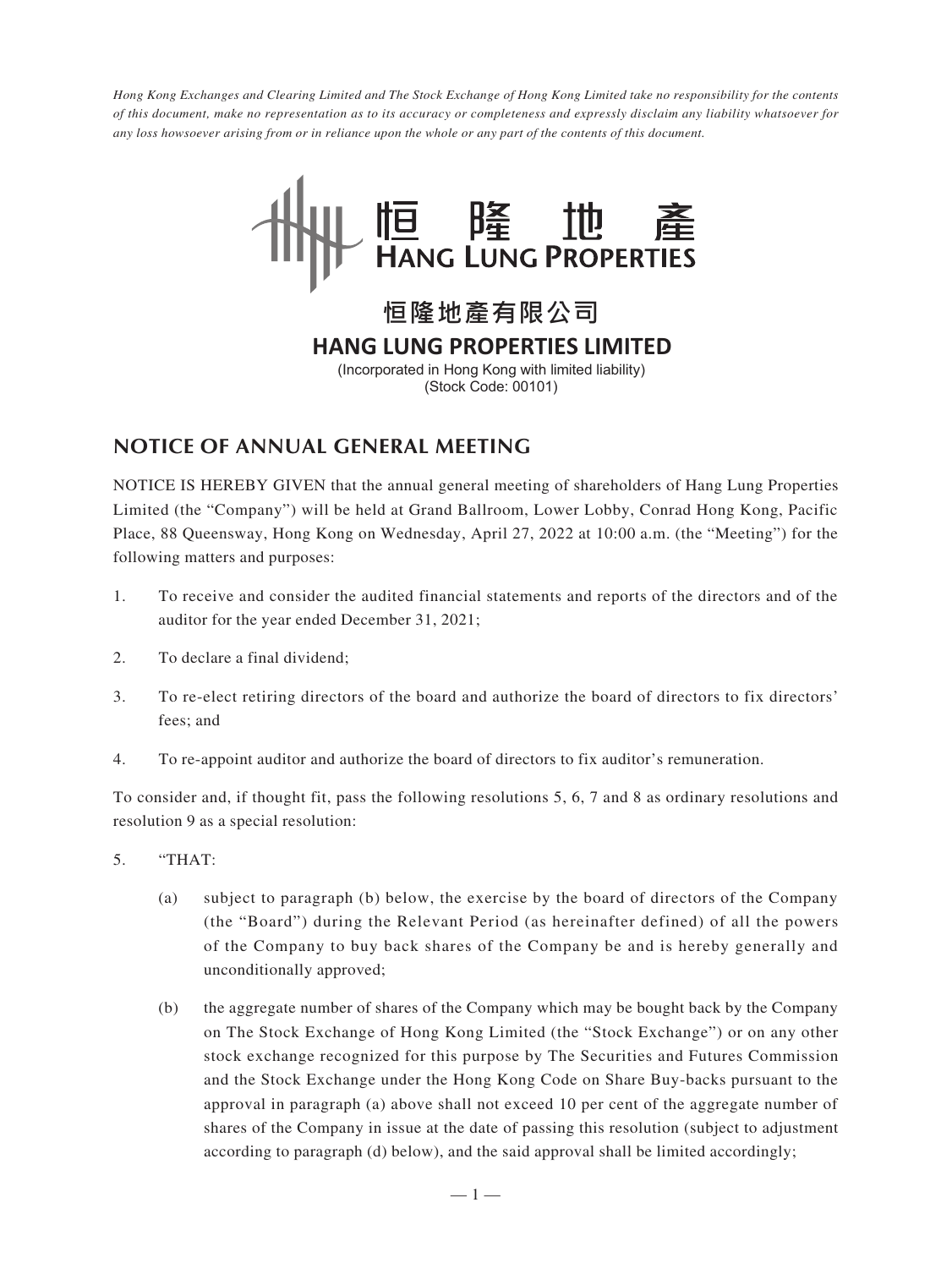*Hong Kong Exchanges and Clearing Limited and The Stock Exchange of Hong Kong Limited take no responsibility for the contents of this document, make no representation as to its accuracy or completeness and expressly disclaim any liability whatsoever for any loss howsoever arising from or in reliance upon the whole or any part of the contents of this document.*

恒 隆 地 產
HANG LUNG PROPERTIES

# 恒隆地產有限公司
# HANG LUNG PROPERTIES LIMITED

(Incorporated in Hong Kong with limited liability)
(Stock Code: 00101)

## NOTICE OF ANNUAL GENERAL MEETING

NOTICE IS HEREBY GIVEN that the annual general meeting of shareholders of Hang Lung Properties Limited (the "Company") will be held at Grand Ballroom, Lower Lobby, Conrad Hong Kong, Pacific Place, 88 Queensway, Hong Kong on Wednesday, April 27, 2022 at 10:00 a.m. (the "Meeting") for the following matters and purposes:

1. To receive and consider the audited financial statements and reports of the directors and of the auditor for the year ended December 31, 2021;

2. To declare a final dividend;

3. To re-elect retiring directors of the board and authorize the board of directors to fix directors' fees; and

4. To re-appoint auditor and authorize the board of directors to fix auditor's remuneration.

To consider and, if thought fit, pass the following resolutions 5, 6, 7 and 8 as ordinary resolutions and resolution 9 as a special resolution:

5. "THAT:

   (a) subject to paragraph (b) below, the exercise by the board of directors of the Company (the "Board") during the Relevant Period (as hereinafter defined) of all the powers of the Company to buy back shares of the Company be and is hereby generally and unconditionally approved;

   (b) the aggregate number of shares of the Company which may be bought back by the Company on The Stock Exchange of Hong Kong Limited (the "Stock Exchange") or on any other stock exchange recognized for this purpose by The Securities and Futures Commission and the Stock Exchange under the Hong Kong Code on Share Buy-backs pursuant to the approval in paragraph (a) above shall not exceed 10 per cent of the aggregate number of shares of the Company in issue at the date of passing this resolution (subject to adjustment according to paragraph (d) below), and the said approval shall be limited accordingly;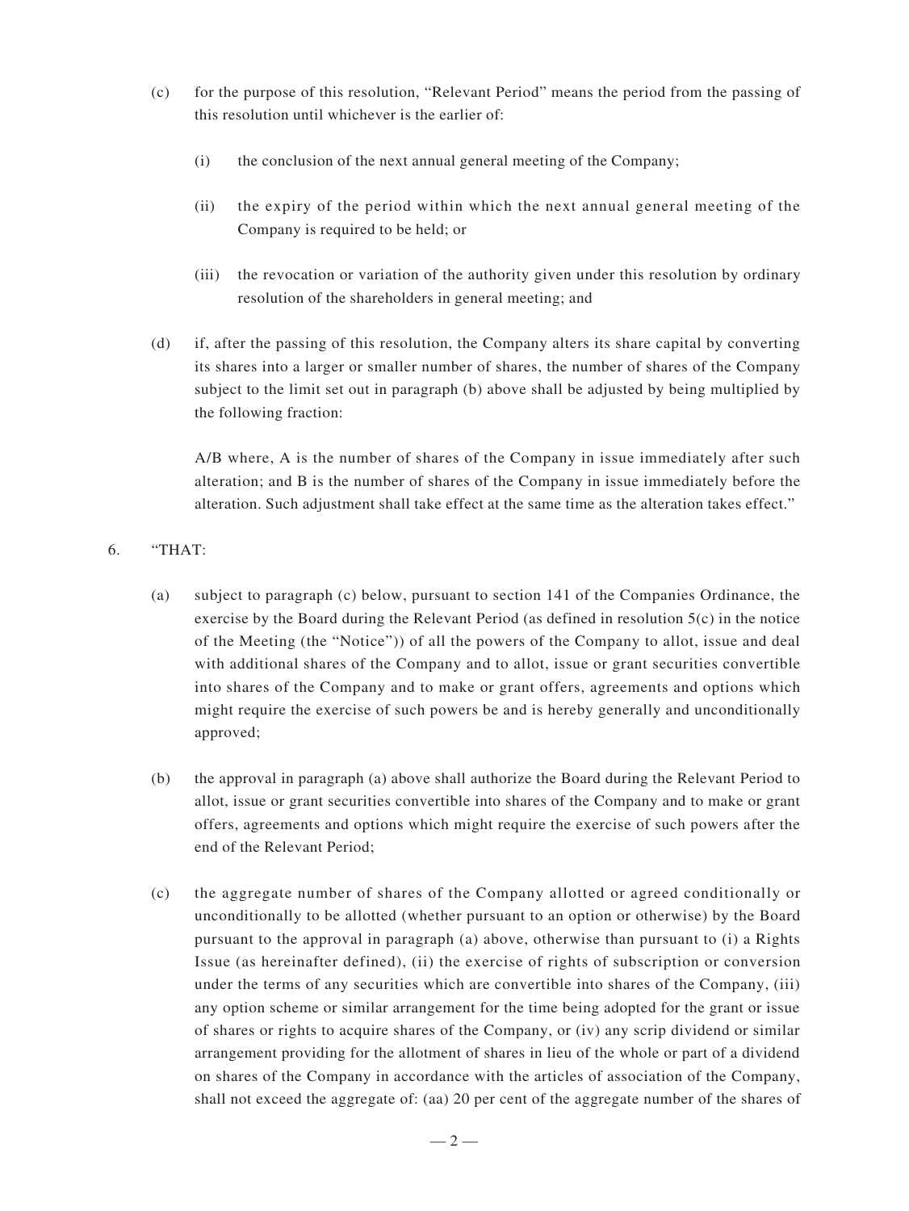(c) for the purpose of this resolution, "Relevant Period" means the period from the passing of this resolution until whichever is the earlier of:

(i) the conclusion of the next annual general meeting of the Company;

(ii) the expiry of the period within which the next annual general meeting of the Company is required to be held; or

(iii) the revocation or variation of the authority given under this resolution by ordinary resolution of the shareholders in general meeting; and

(d) if, after the passing of this resolution, the Company alters its share capital by converting its shares into a larger or smaller number of shares, the number of shares of the Company subject to the limit set out in paragraph (b) above shall be adjusted by being multiplied by the following fraction:

A/B where, A is the number of shares of the Company in issue immediately after such alteration; and B is the number of shares of the Company in issue immediately before the alteration. Such adjustment shall take effect at the same time as the alteration takes effect."

6. "THAT:

(a) subject to paragraph (c) below, pursuant to section 141 of the Companies Ordinance, the exercise by the Board during the Relevant Period (as defined in resolution 5(c) in the notice of the Meeting (the "Notice")) of all the powers of the Company to allot, issue and deal with additional shares of the Company and to allot, issue or grant securities convertible into shares of the Company and to make or grant offers, agreements and options which might require the exercise of such powers be and is hereby generally and unconditionally approved;

(b) the approval in paragraph (a) above shall authorize the Board during the Relevant Period to allot, issue or grant securities convertible into shares of the Company and to make or grant offers, agreements and options which might require the exercise of such powers after the end of the Relevant Period;

(c) the aggregate number of shares of the Company allotted or agreed conditionally or unconditionally to be allotted (whether pursuant to an option or otherwise) by the Board pursuant to the approval in paragraph (a) above, otherwise than pursuant to (i) a Rights Issue (as hereinafter defined), (ii) the exercise of rights of subscription or conversion under the terms of any securities which are convertible into shares of the Company, (iii) any option scheme or similar arrangement for the time being adopted for the grant or issue of shares or rights to acquire shares of the Company, or (iv) any scrip dividend or similar arrangement providing for the allotment of shares in lieu of the whole or part of a dividend on shares of the Company in accordance with the articles of association of the Company, shall not exceed the aggregate of: (aa) 20 per cent of the aggregate number of the shares of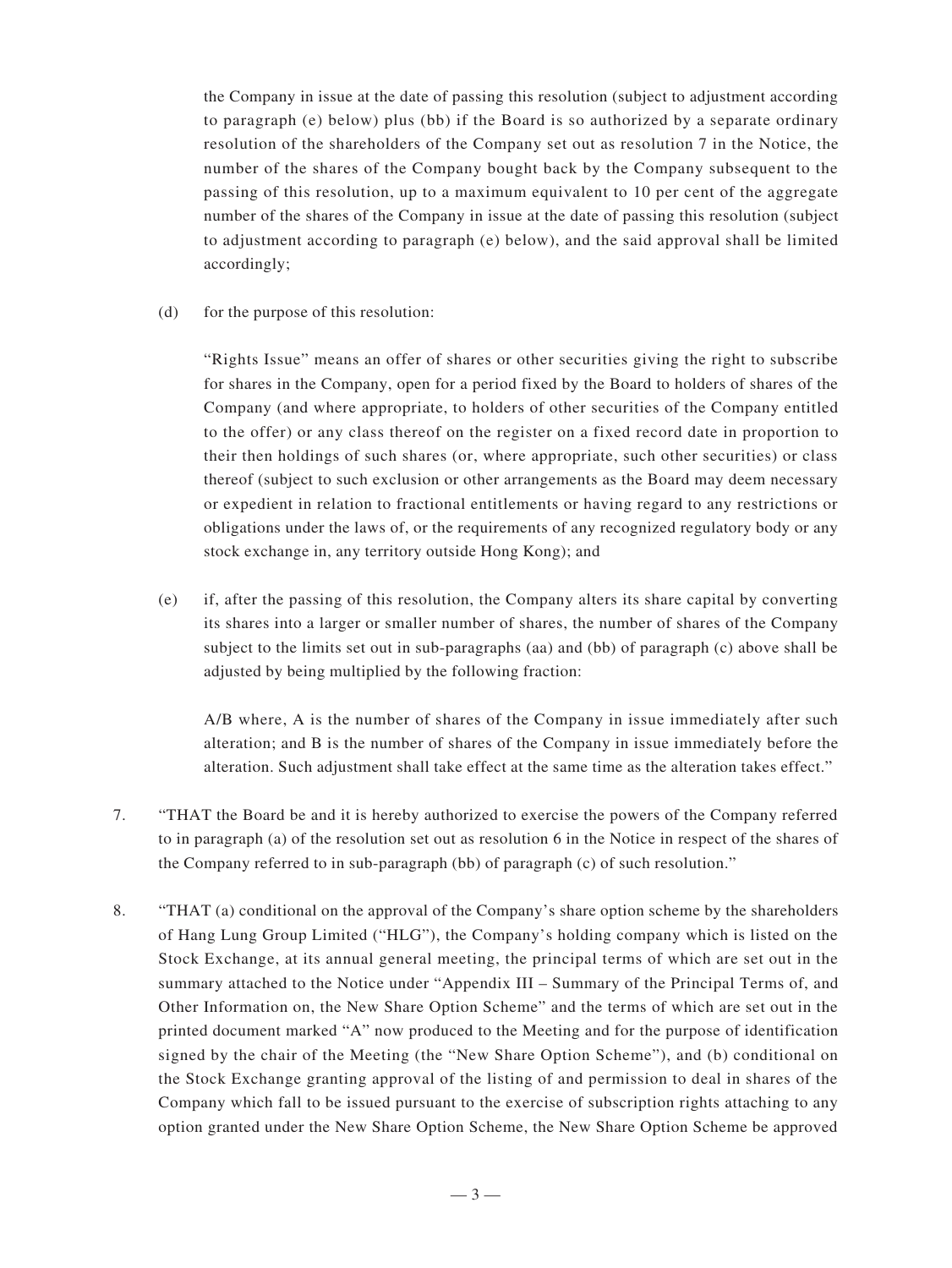the Company in issue at the date of passing this resolution (subject to adjustment according to paragraph (e) below) plus (bb) if the Board is so authorized by a separate ordinary resolution of the shareholders of the Company set out as resolution 7 in the Notice, the number of the shares of the Company bought back by the Company subsequent to the passing of this resolution, up to a maximum equivalent to 10 per cent of the aggregate number of the shares of the Company in issue at the date of passing this resolution (subject to adjustment according to paragraph (e) below), and the said approval shall be limited accordingly;

(d) for the purpose of this resolution:

"Rights Issue" means an offer of shares or other securities giving the right to subscribe for shares in the Company, open for a period fixed by the Board to holders of shares of the Company (and where appropriate, to holders of other securities of the Company entitled to the offer) or any class thereof on the register on a fixed record date in proportion to their then holdings of such shares (or, where appropriate, such other securities) or class thereof (subject to such exclusion or other arrangements as the Board may deem necessary or expedient in relation to fractional entitlements or having regard to any restrictions or obligations under the laws of, or the requirements of any recognized regulatory body or any stock exchange in, any territory outside Hong Kong); and

(e) if, after the passing of this resolution, the Company alters its share capital by converting its shares into a larger or smaller number of shares, the number of shares of the Company subject to the limits set out in sub-paragraphs (aa) and (bb) of paragraph (c) above shall be adjusted by being multiplied by the following fraction:

A/B where, A is the number of shares of the Company in issue immediately after such alteration; and B is the number of shares of the Company in issue immediately before the alteration. Such adjustment shall take effect at the same time as the alteration takes effect."

7. "THAT the Board be and it is hereby authorized to exercise the powers of the Company referred to in paragraph (a) of the resolution set out as resolution 6 in the Notice in respect of the shares of the Company referred to in sub-paragraph (bb) of paragraph (c) of such resolution."

8. "THAT (a) conditional on the approval of the Company's share option scheme by the shareholders of Hang Lung Group Limited ("HLG"), the Company's holding company which is listed on the Stock Exchange, at its annual general meeting, the principal terms of which are set out in the summary attached to the Notice under "Appendix III – Summary of the Principal Terms of, and Other Information on, the New Share Option Scheme" and the terms of which are set out in the printed document marked "A" now produced to the Meeting and for the purpose of identification signed by the chair of the Meeting (the "New Share Option Scheme"), and (b) conditional on the Stock Exchange granting approval of the listing of and permission to deal in shares of the Company which fall to be issued pursuant to the exercise of subscription rights attaching to any option granted under the New Share Option Scheme, the New Share Option Scheme be approved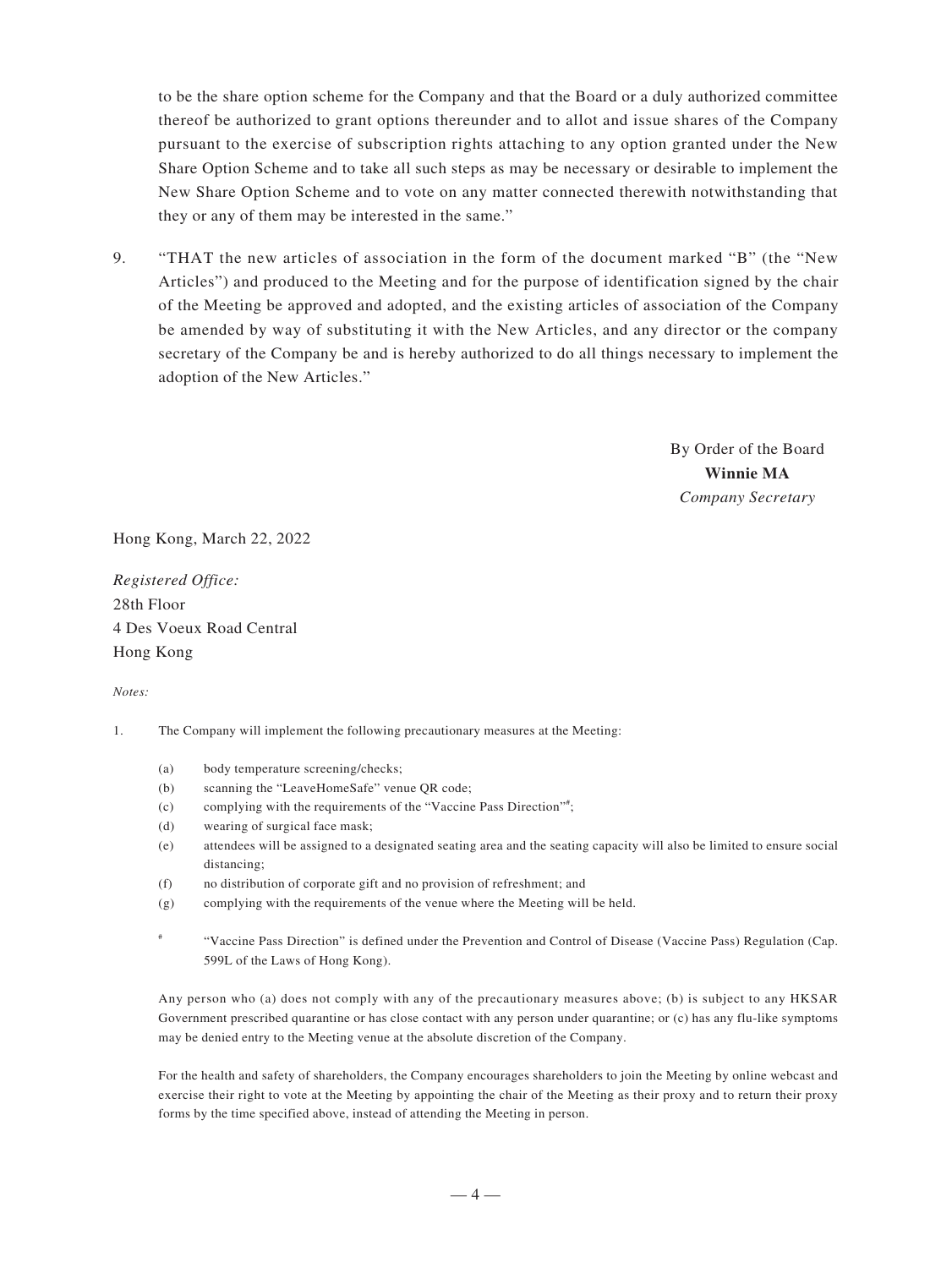to be the share option scheme for the Company and that the Board or a duly authorized committee thereof be authorized to grant options thereunder and to allot and issue shares of the Company pursuant to the exercise of subscription rights attaching to any option granted under the New Share Option Scheme and to take all such steps as may be necessary or desirable to implement the New Share Option Scheme and to vote on any matter connected therewith notwithstanding that they or any of them may be interested in the same."

9. "THAT the new articles of association in the form of the document marked "B" (the "New Articles") and produced to the Meeting and for the purpose of identification signed by the chair of the Meeting be approved and adopted, and the existing articles of association of the Company be amended by way of substituting it with the New Articles, and any director or the company secretary of the Company be and is hereby authorized to do all things necessary to implement the adoption of the New Articles."

By Order of the Board
**Winnie MA**
*Company Secretary*

Hong Kong, March 22, 2022

*Registered Office:*
28th Floor
4 Des Voeux Road Central
Hong Kong

*Notes:*

1. The Company will implement the following precautionary measures at the Meeting:

   (a) body temperature screening/checks;

   (b) scanning the "LeaveHomeSafe" venue QR code;

   (c) complying with the requirements of the "Vaccine Pass Direction"#;

   (d) wearing of surgical face mask;

   (e) attendees will be assigned to a designated seating area and the seating capacity will also be limited to ensure social distancing;

   (f) no distribution of corporate gift and no provision of refreshment; and

   (g) complying with the requirements of the venue where the Meeting will be held.

   # "Vaccine Pass Direction" is defined under the Prevention and Control of Disease (Vaccine Pass) Regulation (Cap. 599L of the Laws of Hong Kong).

   Any person who (a) does not comply with any of the precautionary measures above; (b) is subject to any HKSAR Government prescribed quarantine or has close contact with any person under quarantine; or (c) has any flu-like symptoms may be denied entry to the Meeting venue at the absolute discretion of the Company.

   For the health and safety of shareholders, the Company encourages shareholders to join the Meeting by online webcast and exercise their right to vote at the Meeting by appointing the chair of the Meeting as their proxy and to return their proxy forms by the time specified above, instead of attending the Meeting in person.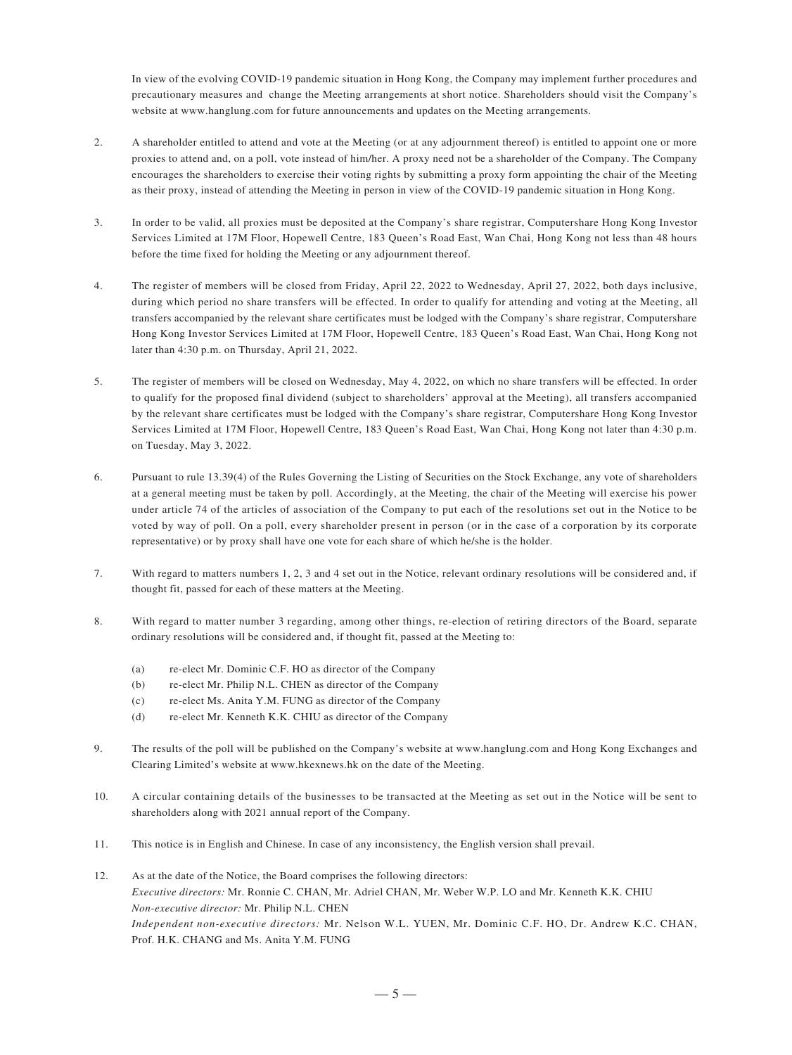In view of the evolving COVID-19 pandemic situation in Hong Kong, the Company may implement further procedures and precautionary measures and change the Meeting arrangements at short notice. Shareholders should visit the Company's website at www.hanglung.com for future announcements and updates on the Meeting arrangements.

2. A shareholder entitled to attend and vote at the Meeting (or at any adjournment thereof) is entitled to appoint one or more proxies to attend and, on a poll, vote instead of him/her. A proxy need not be a shareholder of the Company. The Company encourages the shareholders to exercise their voting rights by submitting a proxy form appointing the chair of the Meeting as their proxy, instead of attending the Meeting in person in view of the COVID-19 pandemic situation in Hong Kong.

3. In order to be valid, all proxies must be deposited at the Company's share registrar, Computershare Hong Kong Investor Services Limited at 17M Floor, Hopewell Centre, 183 Queen's Road East, Wan Chai, Hong Kong not less than 48 hours before the time fixed for holding the Meeting or any adjournment thereof.

4. The register of members will be closed from Friday, April 22, 2022 to Wednesday, April 27, 2022, both days inclusive, during which period no share transfers will be effected. In order to qualify for attending and voting at the Meeting, all transfers accompanied by the relevant share certificates must be lodged with the Company's share registrar, Computershare Hong Kong Investor Services Limited at 17M Floor, Hopewell Centre, 183 Queen's Road East, Wan Chai, Hong Kong not later than 4:30 p.m. on Thursday, April 21, 2022.

5. The register of members will be closed on Wednesday, May 4, 2022, on which no share transfers will be effected. In order to qualify for the proposed final dividend (subject to shareholders' approval at the Meeting), all transfers accompanied by the relevant share certificates must be lodged with the Company's share registrar, Computershare Hong Kong Investor Services Limited at 17M Floor, Hopewell Centre, 183 Queen's Road East, Wan Chai, Hong Kong not later than 4:30 p.m. on Tuesday, May 3, 2022.

6. Pursuant to rule 13.39(4) of the Rules Governing the Listing of Securities on the Stock Exchange, any vote of shareholders at a general meeting must be taken by poll. Accordingly, at the Meeting, the chair of the Meeting will exercise his power under article 74 of the articles of association of the Company to put each of the resolutions set out in the Notice to be voted by way of poll. On a poll, every shareholder present in person (or in the case of a corporation by its corporate representative) or by proxy shall have one vote for each share of which he/she is the holder.

7. With regard to matters numbers 1, 2, 3 and 4 set out in the Notice, relevant ordinary resolutions will be considered and, if thought fit, passed for each of these matters at the Meeting.

8. With regard to matter number 3 regarding, among other things, re-election of retiring directors of the Board, separate ordinary resolutions will be considered and, if thought fit, passed at the Meeting to:

   (a) re-elect Mr. Dominic C.F. HO as director of the Company
   (b) re-elect Mr. Philip N.L. CHEN as director of the Company
   (c) re-elect Ms. Anita Y.M. FUNG as director of the Company
   (d) re-elect Mr. Kenneth K.K. CHIU as director of the Company

9. The results of the poll will be published on the Company's website at www.hanglung.com and Hong Kong Exchanges and Clearing Limited's website at www.hkexnews.hk on the date of the Meeting.

10. A circular containing details of the businesses to be transacted at the Meeting as set out in the Notice will be sent to shareholders along with 2021 annual report of the Company.

11. This notice is in English and Chinese. In case of any inconsistency, the English version shall prevail.

12. As at the date of the Notice, the Board comprises the following directors:
    *Executive directors:* Mr. Ronnie C. CHAN, Mr. Adriel CHAN, Mr. Weber W.P. LO and Mr. Kenneth K.K. CHIU
    *Non-executive director:* Mr. Philip N.L. CHEN
    *Independent non-executive directors:* Mr. Nelson W.L. YUEN, Mr. Dominic C.F. HO, Dr. Andrew K.C. CHAN, Prof. H.K. CHANG and Ms. Anita Y.M. FUNG